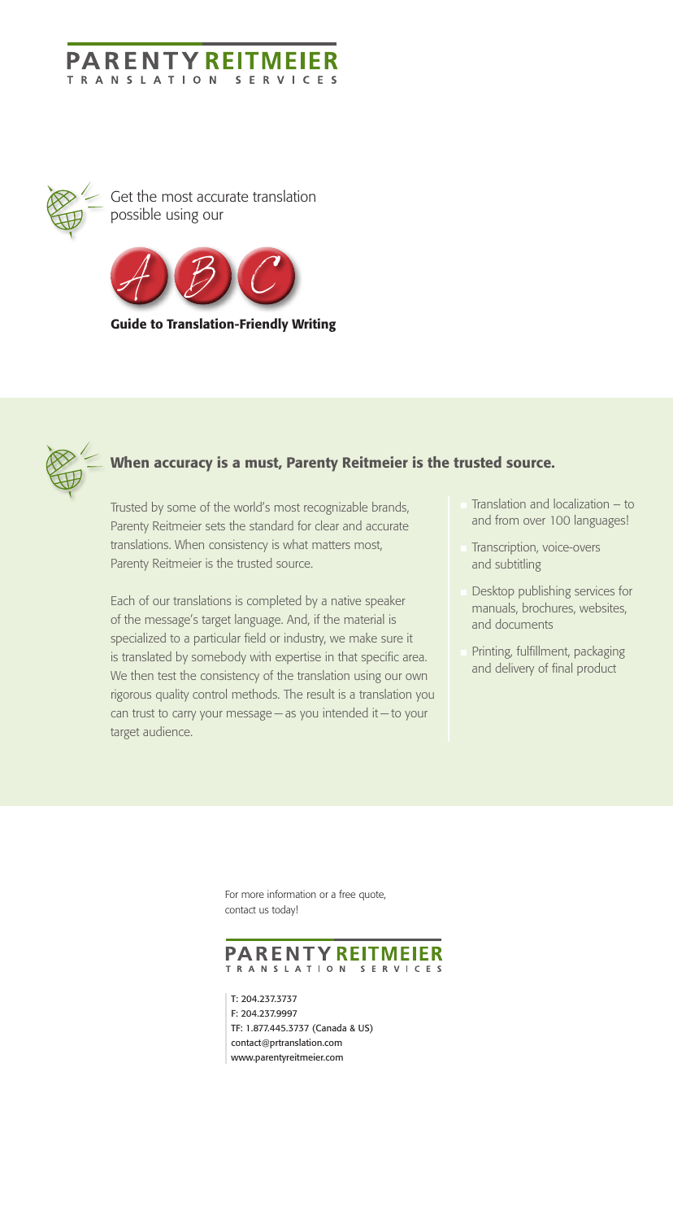# PARENTY REITMEIER
TRANSLATION SERVICES

Get the most accurate translation possible using our

A B C

**Guide to Translation-Friendly Writing**

## When accuracy is a must, Parenty Reitmeier is the trusted source.

Trusted by some of the world's most recognizable brands, Parenty Reitmeier sets the standard for clear and accurate translations. When consistency is what matters most, Parenty Reitmeier is the trusted source.

Each of our translations is completed by a native speaker of the message's target language. And, if the material is specialized to a particular field or industry, we make sure it is translated by somebody with expertise in that specific area. We then test the consistency of the translation using our own rigorous quality control methods. The result is a translation you can trust to carry your message—as you intended it—to your target audience.

- Translation and localization – to and from over 100 languages!
- Transcription, voice-overs and subtitling
- Desktop publishing services for manuals, brochures, websites, and documents
- Printing, fulfillment, packaging and delivery of final product

For more information or a free quote, contact us today!

PARENTY REITMEIER
TRANSLATION SERVICES

T: 204.237.3737
F: 204.237.9997
TF: 1.877.445.3737 (Canada & US)
contact@prtranslation.com
www.parentyreitmeier.com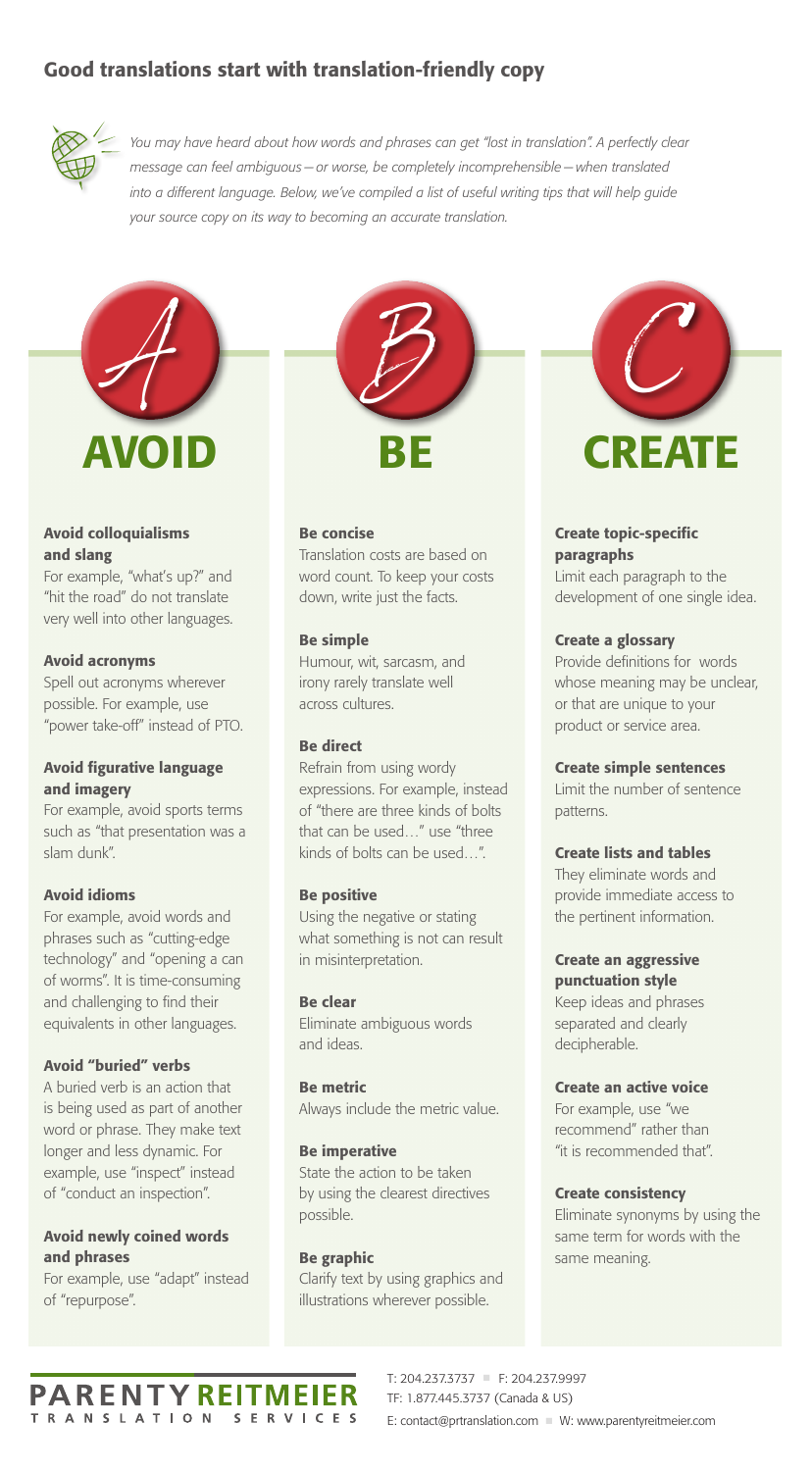# Good translations start with translation-friendly copy

*You may have heard about how words and phrases can get "lost in translation". A perfectly clear message can feel ambiguous—or worse, be completely incomprehensible—when translated into a different language. Below, we've compiled a list of useful writing tips that will help guide your source copy on its way to becoming an accurate translation.*

## A — AVOID

**Avoid colloquialisms and slang**
For example, "what's up?" and "hit the road" do not translate very well into other languages.

**Avoid acronyms**
Spell out acronyms wherever possible. For example, use "power take-off" instead of PTO.

**Avoid figurative language and imagery**
For example, avoid sports terms such as "that presentation was a slam dunk".

**Avoid idioms**
For example, avoid words and phrases such as "cutting-edge technology" and "opening a can of worms". It is time-consuming and challenging to find their equivalents in other languages.

**Avoid "buried" verbs**
A buried verb is an action that is being used as part of another word or phrase. They make text longer and less dynamic. For example, use "inspect" instead of "conduct an inspection".

**Avoid newly coined words and phrases**
For example, use "adapt" instead of "repurpose".

## B — BE

**Be concise**
Translation costs are based on word count. To keep your costs down, write just the facts.

**Be simple**
Humour, wit, sarcasm, and irony rarely translate well across cultures.

**Be direct**
Refrain from using wordy expressions. For example, instead of "there are three kinds of bolts that can be used…" use "three kinds of bolts can be used…".

**Be positive**
Using the negative or stating what something is not can result in misinterpretation.

**Be clear**
Eliminate ambiguous words and ideas.

**Be metric**
Always include the metric value.

**Be imperative**
State the action to be taken by using the clearest directives possible.

**Be graphic**
Clarify text by using graphics and illustrations wherever possible.

## C — CREATE

**Create topic-specific paragraphs**
Limit each paragraph to the development of one single idea.

**Create a glossary**
Provide definitions for words whose meaning may be unclear, or that are unique to your product or service area.

**Create simple sentences**
Limit the number of sentence patterns.

**Create lists and tables**
They eliminate words and provide immediate access to the pertinent information.

**Create an aggressive punctuation style**
Keep ideas and phrases separated and clearly decipherable.

**Create an active voice**
For example, use "we recommend" rather than "it is recommended that".

**Create consistency**
Eliminate synonyms by using the same term for words with the same meaning.

**PARENTY REITMEIER**
TRANSLATION SERVICES

T: 204.237.3737 ■ F: 204.237.9997
TF: 1.877.445.3737 (Canada & US)
E: contact@prtranslation.com ■ W: www.parentyreitmeier.com